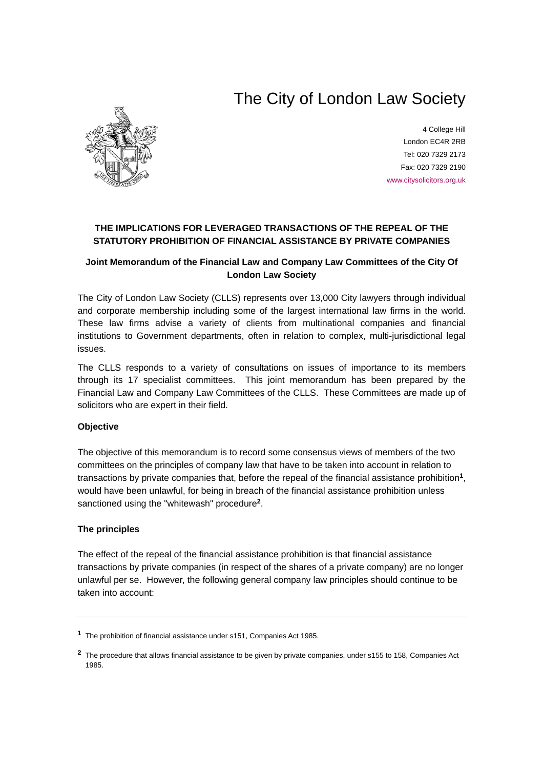# The City of London Law Society

4 College Hill
London EC4R 2RB
Tel: 020 7329 2173
Fax: 020 7329 2190
www.citysolicitors.org.uk

**THE IMPLICATIONS FOR LEVERAGED TRANSACTIONS OF THE REPEAL OF THE STATUTORY PROHIBITION OF FINANCIAL ASSISTANCE BY PRIVATE COMPANIES**

**Joint Memorandum of the Financial Law and Company Law Committees of the City Of London Law Society**

The City of London Law Society (CLLS) represents over 13,000 City lawyers through individual and corporate membership including some of the largest international law firms in the world. These law firms advise a variety of clients from multinational companies and financial institutions to Government departments, often in relation to complex, multi-jurisdictional legal issues.

The CLLS responds to a variety of consultations on issues of importance to its members through its 17 specialist committees. This joint memorandum has been prepared by the Financial Law and Company Law Committees of the CLLS. These Committees are made up of solicitors who are expert in their field.

**Objective**

The objective of this memorandum is to record some consensus views of members of the two committees on the principles of company law that have to be taken into account in relation to transactions by private companies that, before the repeal of the financial assistance prohibition[1], would have been unlawful, for being in breach of the financial assistance prohibition unless sanctioned using the "whitewash" procedure[2].

**The principles**

The effect of the repeal of the financial assistance prohibition is that financial assistance transactions by private companies (in respect of the shares of a private company) are no longer unlawful per se. However, the following general company law principles should continue to be taken into account:

---

[1] The prohibition of financial assistance under s151, Companies Act 1985.

[2] The procedure that allows financial assistance to be given by private companies, under s155 to 158, Companies Act 1985.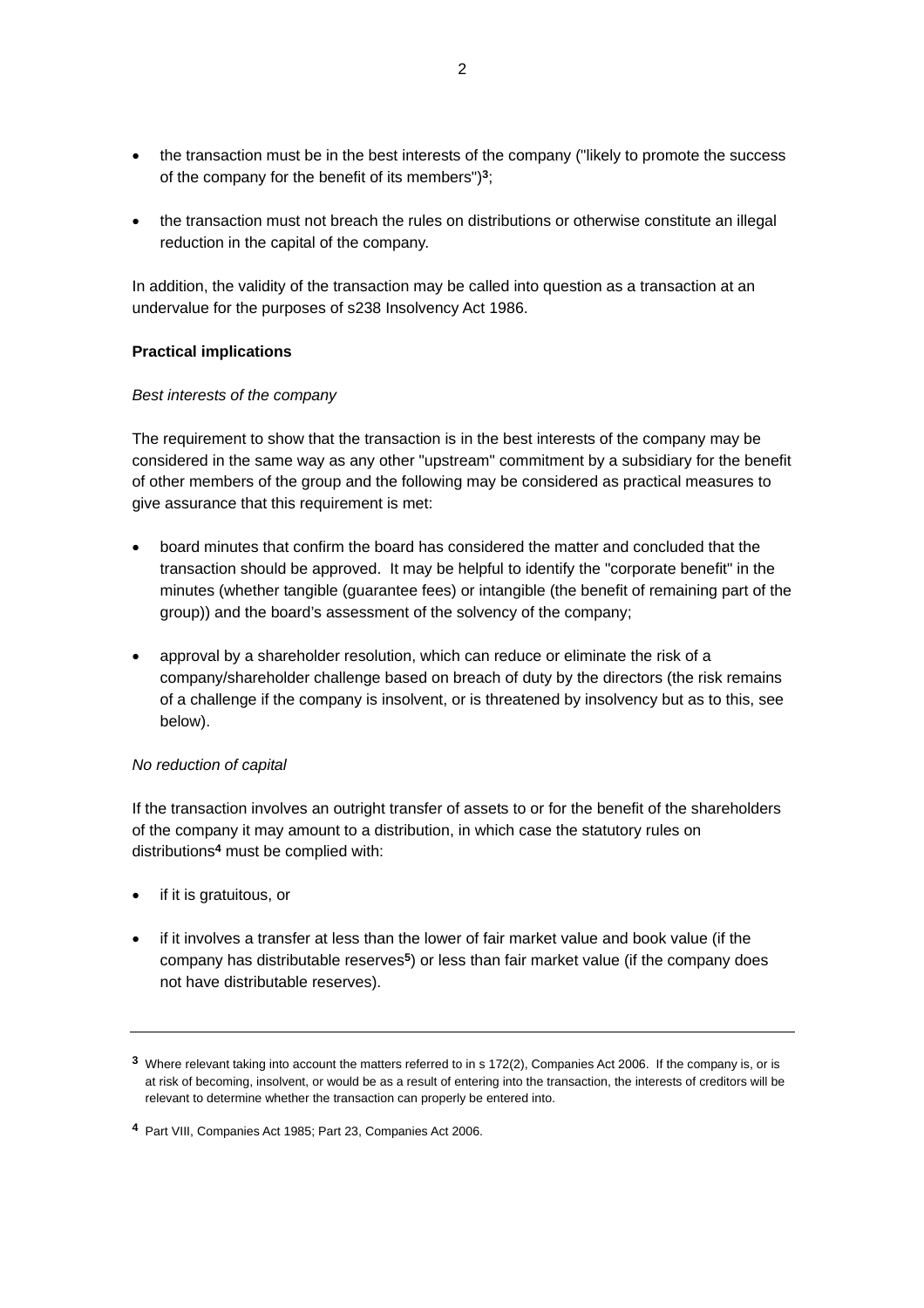- the transaction must be in the best interests of the company ("likely to promote the success of the company for the benefit of its members")[3];

- the transaction must not breach the rules on distributions or otherwise constitute an illegal reduction in the capital of the company.

In addition, the validity of the transaction may be called into question as a transaction at an undervalue for the purposes of s238 Insolvency Act 1986.

**Practical implications**

*Best interests of the company*

The requirement to show that the transaction is in the best interests of the company may be considered in the same way as any other "upstream" commitment by a subsidiary for the benefit of other members of the group and the following may be considered as practical measures to give assurance that this requirement is met:

- board minutes that confirm the board has considered the matter and concluded that the transaction should be approved. It may be helpful to identify the "corporate benefit" in the minutes (whether tangible (guarantee fees) or intangible (the benefit of remaining part of the group)) and the board's assessment of the solvency of the company;

- approval by a shareholder resolution, which can reduce or eliminate the risk of a company/shareholder challenge based on breach of duty by the directors (the risk remains of a challenge if the company is insolvent, or is threatened by insolvency but as to this, see below).

*No reduction of capital*

If the transaction involves an outright transfer of assets to or for the benefit of the shareholders of the company it may amount to a distribution, in which case the statutory rules on distributions[4] must be complied with:

- if it is gratuitous, or

- if it involves a transfer at less than the lower of fair market value and book value (if the company has distributable reserves[5]) or less than fair market value (if the company does not have distributable reserves).

---

[3] Where relevant taking into account the matters referred to in s 172(2), Companies Act 2006. If the company is, or is at risk of becoming, insolvent, or would be as a result of entering into the transaction, the interests of creditors will be relevant to determine whether the transaction can properly be entered into.

[4] Part VIII, Companies Act 1985; Part 23, Companies Act 2006.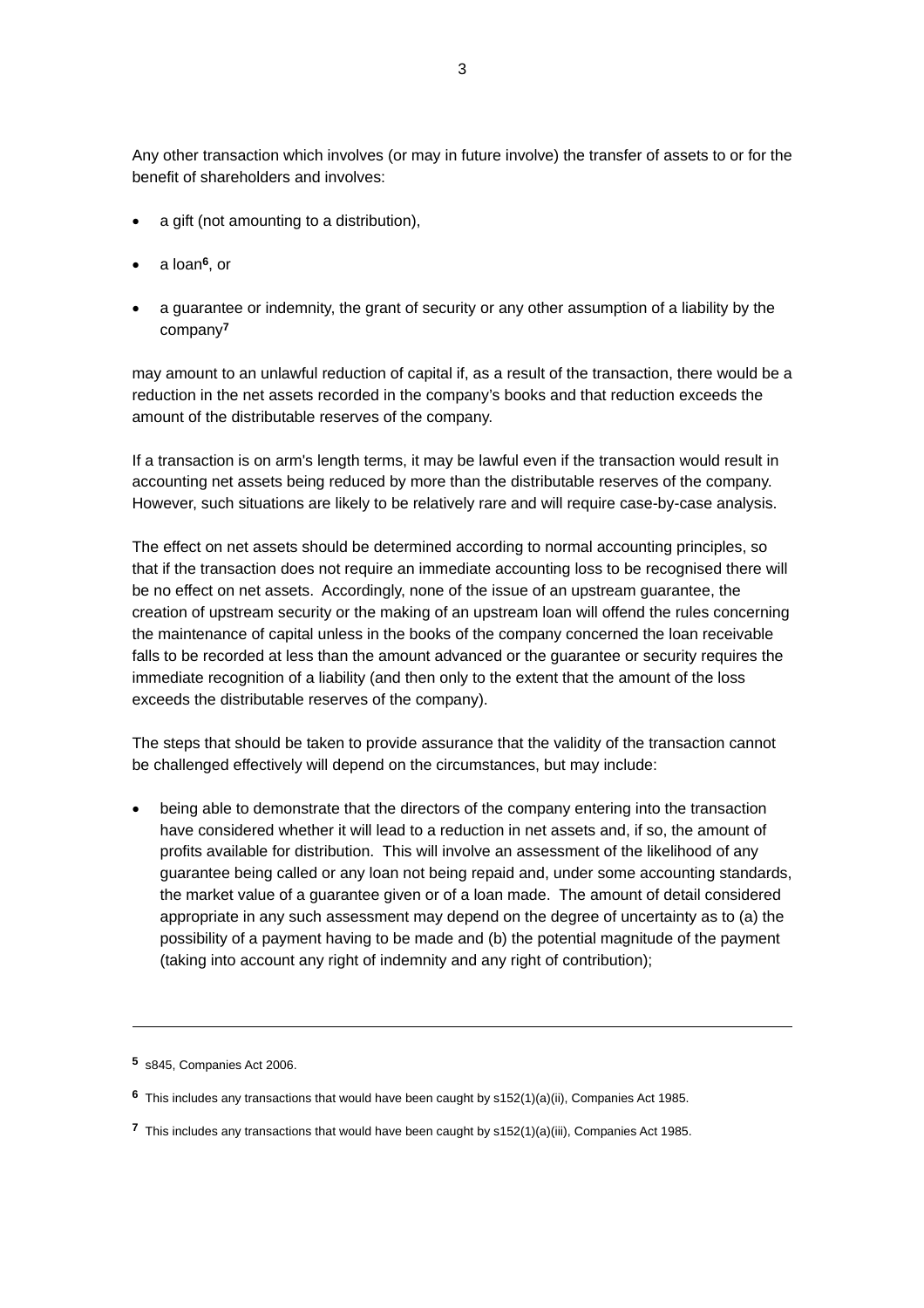Any other transaction which involves (or may in future involve) the transfer of assets to or for the benefit of shareholders and involves:

- a gift (not amounting to a distribution),
- a loan[6], or
- a guarantee or indemnity, the grant of security or any other assumption of a liability by the company[7]

may amount to an unlawful reduction of capital if, as a result of the transaction, there would be a reduction in the net assets recorded in the company's books and that reduction exceeds the amount of the distributable reserves of the company.

If a transaction is on arm's length terms, it may be lawful even if the transaction would result in accounting net assets being reduced by more than the distributable reserves of the company. However, such situations are likely to be relatively rare and will require case-by-case analysis.

The effect on net assets should be determined according to normal accounting principles, so that if the transaction does not require an immediate accounting loss to be recognised there will be no effect on net assets. Accordingly, none of the issue of an upstream guarantee, the creation of upstream security or the making of an upstream loan will offend the rules concerning the maintenance of capital unless in the books of the company concerned the loan receivable falls to be recorded at less than the amount advanced or the guarantee or security requires the immediate recognition of a liability (and then only to the extent that the amount of the loss exceeds the distributable reserves of the company).

The steps that should be taken to provide assurance that the validity of the transaction cannot be challenged effectively will depend on the circumstances, but may include:

- being able to demonstrate that the directors of the company entering into the transaction have considered whether it will lead to a reduction in net assets and, if so, the amount of profits available for distribution. This will involve an assessment of the likelihood of any guarantee being called or any loan not being repaid and, under some accounting standards, the market value of a guarantee given or of a loan made. The amount of detail considered appropriate in any such assessment may depend on the degree of uncertainty as to (a) the possibility of a payment having to be made and (b) the potential magnitude of the payment (taking into account any right of indemnity and any right of contribution);

---

[5] s845, Companies Act 2006.

[6] This includes any transactions that would have been caught by s152(1)(a)(ii), Companies Act 1985.

[7] This includes any transactions that would have been caught by s152(1)(a)(iii), Companies Act 1985.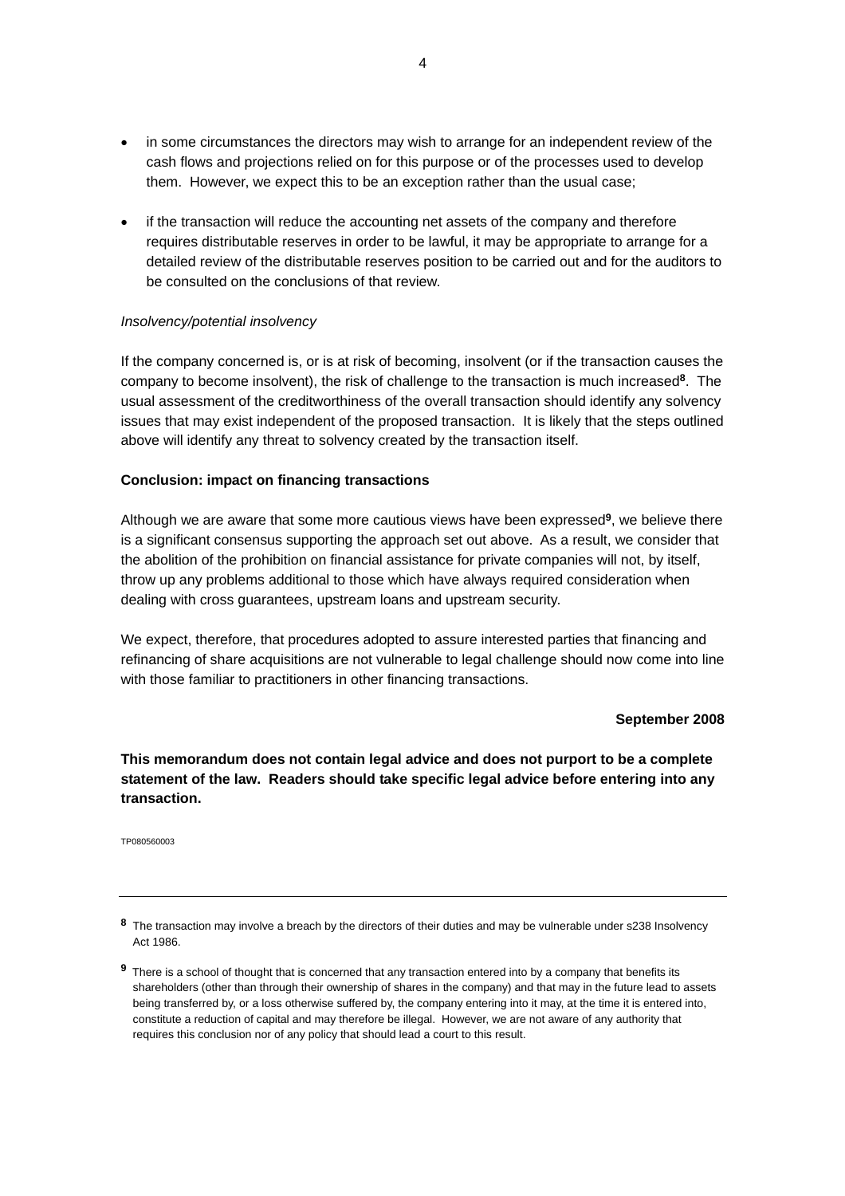- in some circumstances the directors may wish to arrange for an independent review of the cash flows and projections relied on for this purpose or of the processes used to develop them. However, we expect this to be an exception rather than the usual case;

- if the transaction will reduce the accounting net assets of the company and therefore requires distributable reserves in order to be lawful, it may be appropriate to arrange for a detailed review of the distributable reserves position to be carried out and for the auditors to be consulted on the conclusions of that review.

*Insolvency/potential insolvency*

If the company concerned is, or is at risk of becoming, insolvent (or if the transaction causes the company to become insolvent), the risk of challenge to the transaction is much increased[8]. The usual assessment of the creditworthiness of the overall transaction should identify any solvency issues that may exist independent of the proposed transaction. It is likely that the steps outlined above will identify any threat to solvency created by the transaction itself.

**Conclusion: impact on financing transactions**

Although we are aware that some more cautious views have been expressed[9], we believe there is a significant consensus supporting the approach set out above. As a result, we consider that the abolition of the prohibition on financial assistance for private companies will not, by itself, throw up any problems additional to those which have always required consideration when dealing with cross guarantees, upstream loans and upstream security.

We expect, therefore, that procedures adopted to assure interested parties that financing and refinancing of share acquisitions are not vulnerable to legal challenge should now come into line with those familiar to practitioners in other financing transactions.

**September 2008**

**This memorandum does not contain legal advice and does not purport to be a complete statement of the law. Readers should take specific legal advice before entering into any transaction.**

TP080560003

---

[8] The transaction may involve a breach by the directors of their duties and may be vulnerable under s238 Insolvency Act 1986.

[9] There is a school of thought that is concerned that any transaction entered into by a company that benefits its shareholders (other than through their ownership of shares in the company) and that may in the future lead to assets being transferred by, or a loss otherwise suffered by, the company entering into it may, at the time it is entered into, constitute a reduction of capital and may therefore be illegal. However, we are not aware of any authority that requires this conclusion nor of any policy that should lead a court to this result.